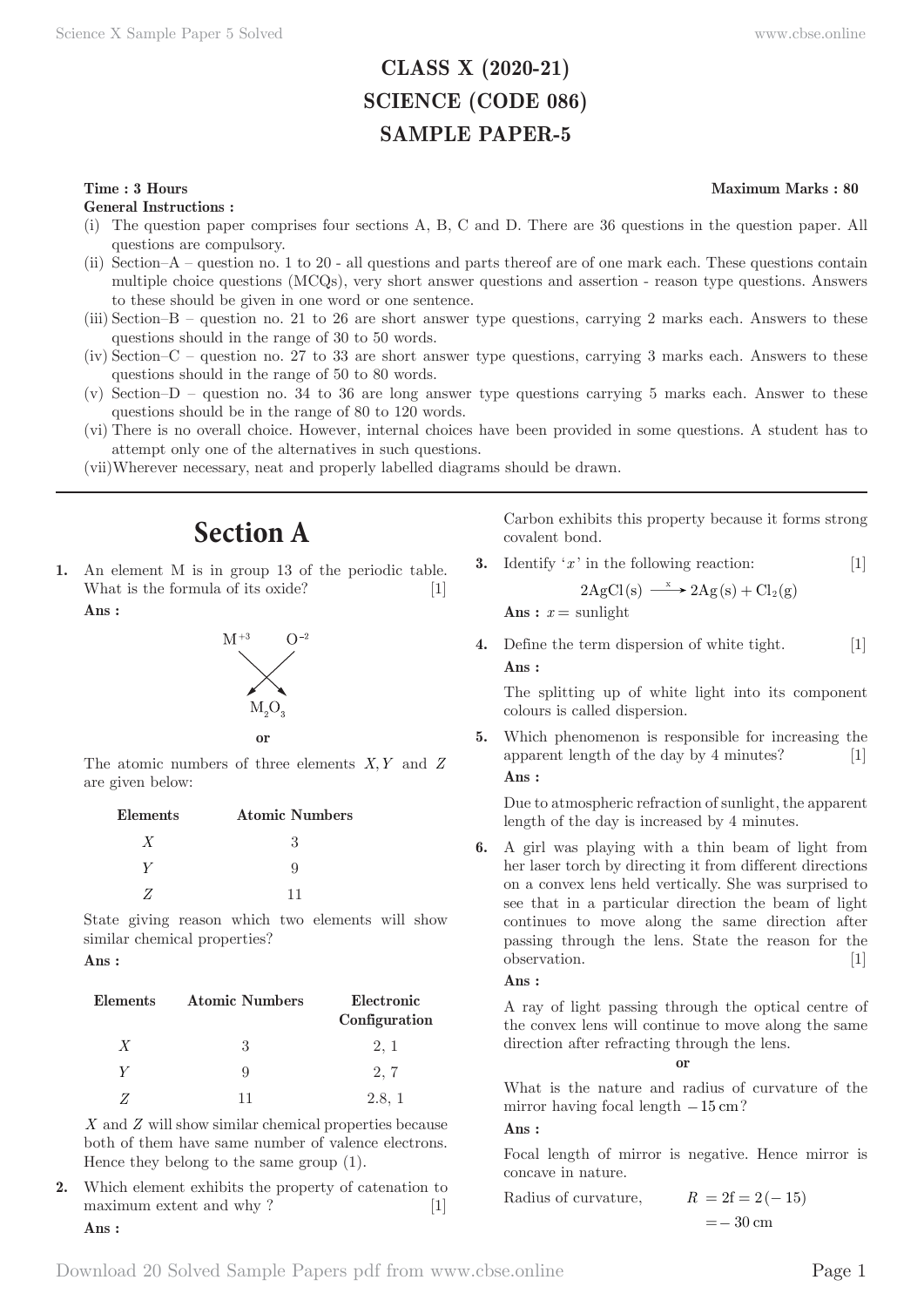# CLASS X (2020-21)
# SCIENCE (CODE 086)
# SAMPLE PAPER-5

**Time : 3 Hours** **Maximum Marks : 80**

**General Instructions :**

(i) The question paper comprises four sections A, B, C and D. There are 36 questions in the question paper. All questions are compulsory.

(ii) Section–A – question no. 1 to 20 - all questions and parts thereof are of one mark each. These questions contain multiple choice questions (MCQs), very short answer questions and assertion - reason type questions. Answers to these should be given in one word or one sentence.

(iii) Section–B – question no. 21 to 26 are short answer type questions, carrying 2 marks each. Answers to these questions should in the range of 30 to 50 words.

(iv) Section–C – question no. 27 to 33 are short answer type questions, carrying 3 marks each. Answers to these questions should in the range of 50 to 80 words.

(v) Section–D – question no. 34 to 36 are long answer type questions carrying 5 marks each. Answer to these questions should be in the range of 80 to 120 words.

(vi) There is no overall choice. However, internal choices have been provided in some questions. A student has to attempt only one of the alternatives in such questions.

(vii) Wherever necessary, neat and properly labelled diagrams should be drawn.

## Section A

**1.** An element M is in group 13 of the periodic table. What is the formula of its oxide? [1]

**Ans :**

$M^{+3}$ $O^{-2}$ (criss-cross)

$M_2O_3$

**or**

The atomic numbers of three elements $X, Y$ and $Z$ are given below:

| Elements | Atomic Numbers |
|---|---|
| $X$ | 3 |
| $Y$ | 9 |
| $Z$ | 11 |

State giving reason which two elements will show similar chemical properties?

**Ans :**

| Elements | Atomic Numbers | Electronic Configuration |
|---|---|---|
| $X$ | 3 | 2, 1 |
| $Y$ | 9 | 2, 7 |
| $Z$ | 11 | 2.8, 1 |

$X$ and $Z$ will show similar chemical properties because both of them have same number of valence electrons. Hence they belong to the same group (1).

**2.** Which element exhibits the property of catenation to maximum extent and why ? [1]

**Ans :**

Carbon exhibits this property because it forms strong covalent bond.

**3.** Identify '$x$' in the following reaction: [1]

$$2AgCl(s) \xrightarrow{x} 2Ag(s) + Cl_2(g)$$

**Ans :** $x =$ sunlight

**4.** Define the term dispersion of white tight. [1]

**Ans :**

The splitting up of white light into its component colours is called dispersion.

**5.** Which phenomenon is responsible for increasing the apparent length of the day by 4 minutes? [1]

**Ans :**

Due to atmospheric refraction of sunlight, the apparent length of the day is increased by 4 minutes.

**6.** A girl was playing with a thin beam of light from her laser torch by directing it from different directions on a convex lens held vertically. She was surprised to see that in a particular direction the beam of light continues to move along the same direction after passing through the lens. State the reason for the observation. [1]

**Ans :**

A ray of light passing through the optical centre of the convex lens will continue to move along the same direction after refracting through the lens.

**or**

What is the nature and radius of curvature of the mirror having focal length $-15$ cm?

**Ans :**

Focal length of mirror is negative. Hence mirror is concave in nature.

Radius of curvature, $R = 2f = 2(-15)$

$= -30$ cm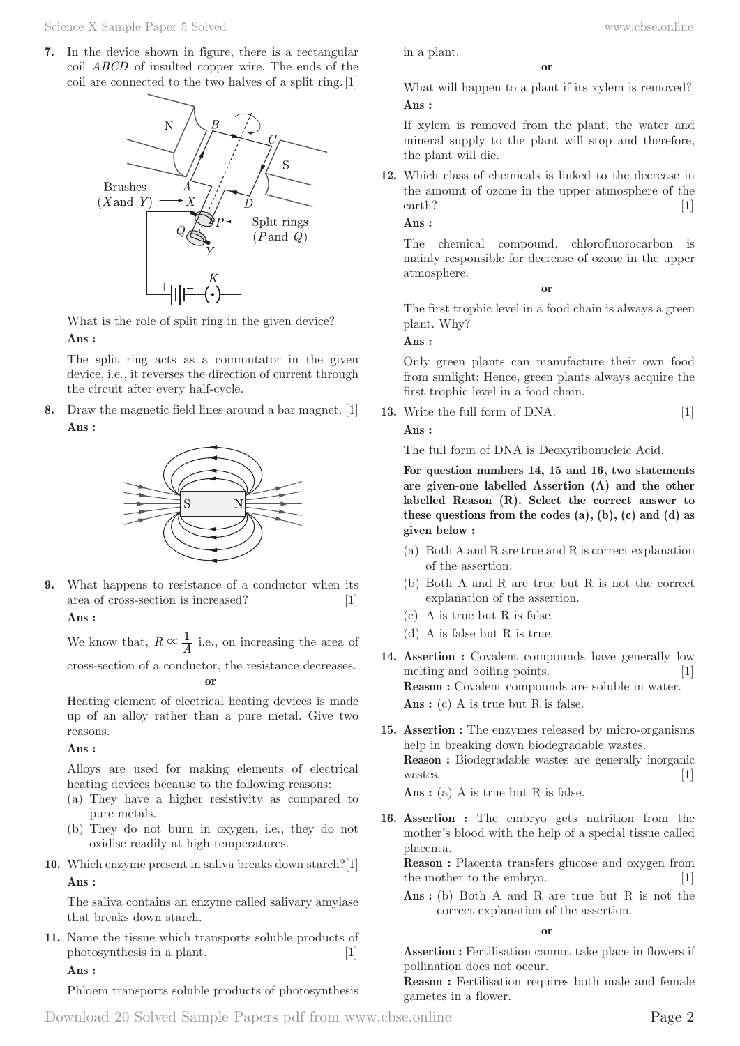**7.** In the device shown in figure, there is a rectangular coil $ABCD$ of insulted copper wire. The ends of the coil are connected to the two halves of a split ring. [1]

What is the role of split ring in the given device?

**Ans :**

The split ring acts as a commutator in the given device, i.e., it reverses the direction of current through the circuit after every half-cycle.

**8.** Draw the magnetic field lines around a bar magnet. [1]

**Ans :**

**9.** What happens to resistance of a conductor when its area of cross-section is increased? [1]

**Ans :**

We know that, $R \propto \frac{1}{A}$ i.e., on increasing the area of cross-section of a conductor, the resistance decreases.

**or**

Heating element of electrical heating devices is made up of an alloy rather than a pure metal. Give two reasons.

**Ans :**

Alloys are used for making elements of electrical heating devices because to the following reasons:

(a) They have a higher resistivity as compared to pure metals.

(b) They do not burn in oxygen, i.e., they do not oxidise readily at high temperatures.

**10.** Which enzyme present in saliva breaks down starch? [1]

**Ans :**

The saliva contains an enzyme called salivary amylase that breaks down starch.

**11.** Name the tissue which transports soluble products of photosynthesis in a plant. [1]

**Ans :**

Phloem transports soluble products of photosynthesis in a plant.

**or**

What will happen to a plant if its xylem is removed?

**Ans :**

If xylem is removed from the plant, the water and mineral supply to the plant will stop and therefore, the plant will die.

**12.** Which class of chemicals is linked to the decrease in the amount of ozone in the upper atmosphere of the earth? [1]

**Ans :**

The chemical compound, chlorofluorocarbon is mainly responsible for decrease of ozone in the upper atmosphere.

**or**

The first trophic level in a food chain is always a green plant. Why?

**Ans :**

Only green plants can manufacture their own food from sunlight: Hence, green plants always acquire the first trophic level in a food chain.

**13.** Write the full form of DNA. [1]

**Ans :**

The full form of DNA is Deoxyribonucleic Acid.

**For question numbers 14, 15 and 16, two statements are given-one labelled Assertion (A) and the other labelled Reason (R). Select the correct answer to these questions from the codes (a), (b), (c) and (d) as given below :**

(a) Both A and R are true and R is correct explanation of the assertion.

(b) Both A and R are true but R is not the correct explanation of the assertion.

(c) A is true but R is false.

(d) A is false but R is true.

**14.** **Assertion :** Covalent compounds have generally low melting and boiling points. [1]

**Reason :** Covalent compounds are soluble in water.

**Ans :** (c) A is true but R is false.

**15.** **Assertion :** The enzymes released by micro-organisms help in breaking down biodegradable wastes.

**Reason :** Biodegradable wastes are generally inorganic wastes. [1]

**Ans :** (a) A is true but R is false.

**16.** **Assertion :** The embryo gets nutrition from the mother's blood with the help of a special tissue called placenta.

**Reason :** Placenta transfers glucose and oxygen from the mother to the embryo. [1]

**Ans :** (b) Both A and R are true but R is not the correct explanation of the assertion.

**or**

**Assertion :** Fertilisation cannot take place in flowers if pollination does not occur.

**Reason :** Fertilisation requires both male and female gametes in a flower.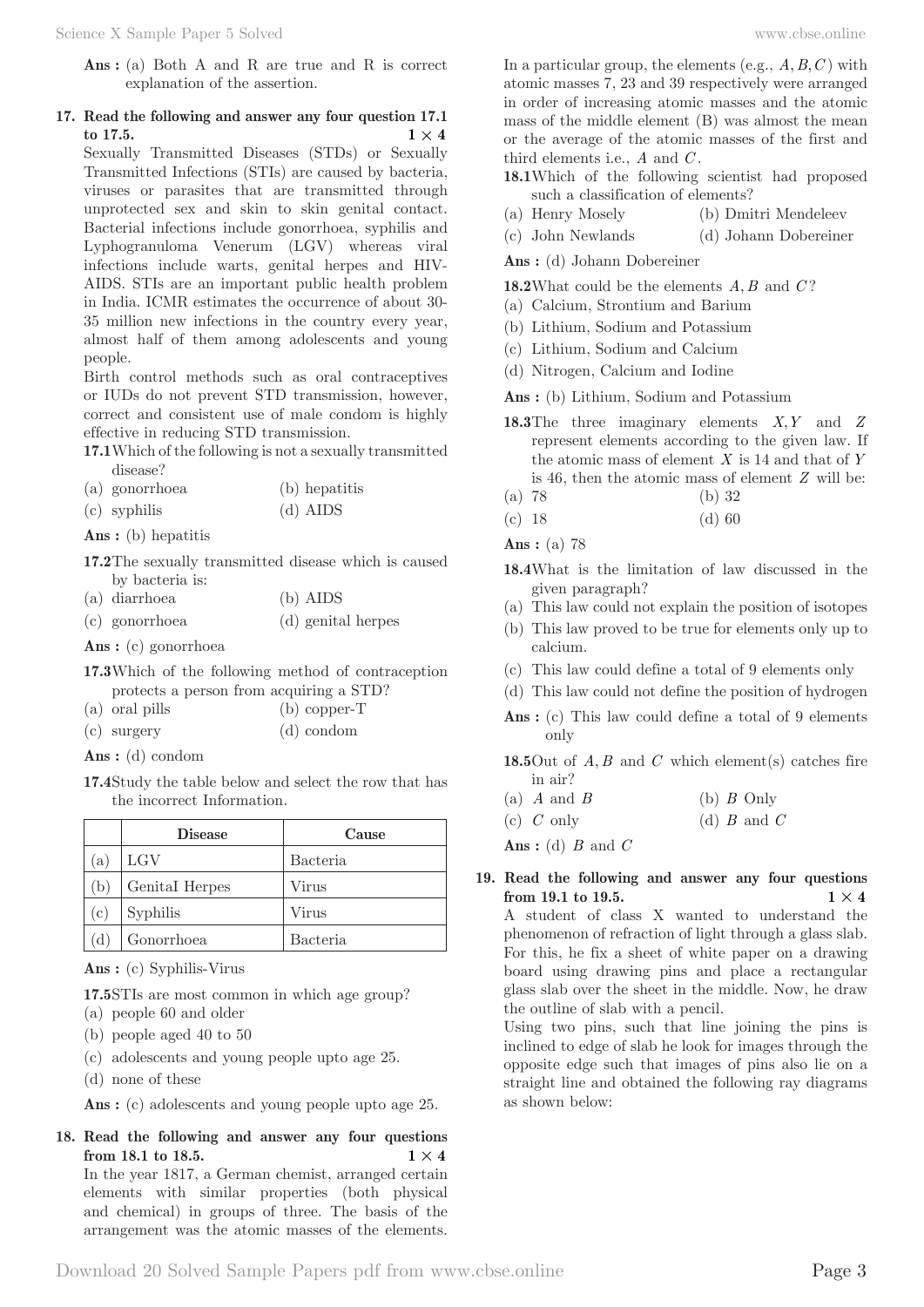**Ans :** (a) Both A and R are true and R is correct explanation of the assertion.

**17. Read the following and answer any four question 17.1 to 17.5.** **$1 \times 4$**

Sexually Transmitted Diseases (STDs) or Sexually Transmitted Infections (STIs) are caused by bacteria, viruses or parasites that are transmitted through unprotected sex and skin to skin genital contact. Bacterial infections include gonorrhoea, syphilis and Lyphogranuloma Venerum (LGV) whereas viral infections include warts, genital herpes and HIV-AIDS. STIs are an important public health problem in India. ICMR estimates the occurrence of about 30-35 million new infections in the country every year, almost half of them among adolescents and young people.

Birth control methods such as oral contraceptives or IUDs do not prevent STD transmission, however, correct and consistent use of male condom is highly effective in reducing STD transmission.

**17.1** Which of the following is not a sexually transmitted disease?

(a) gonorrhoea
(b) hepatitis
(c) syphilis
(d) AIDS

**Ans :** (b) hepatitis

**17.2** The sexually transmitted disease which is caused by bacteria is:

(a) diarrhoea
(b) AIDS
(c) gonorrhoea
(d) genital herpes

**Ans :** (c) gonorrhoea

**17.3** Which of the following method of contraception protects a person from acquiring a STD?

(a) oral pills
(b) copper-T
(c) surgery
(d) condom

**Ans :** (d) condom

**17.4** Study the table below and select the row that has the incorrect Information.

| | Disease | Cause |
|---|---|---|
| (a) | LGV | Bacteria |
| (b) | Genital Herpes | Virus |
| (c) | Syphilis | Virus |
| (d) | Gonorrhoea | Bacteria |

**Ans :** (c) Syphilis-Virus

**17.5** STIs are most common in which age group?

(a) people 60 and older
(b) people aged 40 to 50
(c) adolescents and young people upto age 25.
(d) none of these

**Ans :** (c) adolescents and young people upto age 25.

**18. Read the following and answer any four questions from 18.1 to 18.5.** **$1 \times 4$**

In the year 1817, a German chemist, arranged certain elements with similar properties (both physical and chemical) in groups of three. The basis of the arrangement was the atomic masses of the elements. In a particular group, the elements (e.g., $A, B, C$) with atomic masses 7, 23 and 39 respectively were arranged in order of increasing atomic masses and the atomic mass of the middle element (B) was almost the mean or the average of the atomic masses of the first and third elements i.e., $A$ and $C$.

**18.1** Which of the following scientist had proposed such a classification of elements?

(a) Henry Mosely
(b) Dmitri Mendeleev
(c) John Newlands
(d) Johann Dobereiner

**Ans :** (d) Johann Dobereiner

**18.2** What could be the elements $A, B$ and $C$?

(a) Calcium, Strontium and Barium
(b) Lithium, Sodium and Potassium
(c) Lithium, Sodium and Calcium
(d) Nitrogen, Calcium and Iodine

**Ans :** (b) Lithium, Sodium and Potassium

**18.3** The three imaginary elements $X, Y$ and $Z$ represent elements according to the given law. If the atomic mass of element $X$ is 14 and that of $Y$ is 46, then the atomic mass of element $Z$ will be:

(a) 78
(b) 32
(c) 18
(d) 60

**Ans :** (a) 78

**18.4** What is the limitation of law discussed in the given paragraph?

(a) This law could not explain the position of isotopes
(b) This law proved to be true for elements only up to calcium.
(c) This law could define a total of 9 elements only
(d) This law could not define the position of hydrogen

**Ans :** (c) This law could define a total of 9 elements only

**18.5** Out of $A, B$ and $C$ which element(s) catches fire in air?

(a) $A$ and $B$
(b) $B$ Only
(c) $C$ only
(d) $B$ and $C$

**Ans :** (d) $B$ and $C$

**19. Read the following and answer any four questions from 19.1 to 19.5.** **$1 \times 4$**

A student of class X wanted to understand the phenomenon of refraction of light through a glass slab. For this, he fix a sheet of white paper on a drawing board using drawing pins and place a rectangular glass slab over the sheet in the middle. Now, he draw the outline of slab with a pencil.

Using two pins, such that line joining the pins is inclined to edge of slab he look for images through the opposite edge such that images of pins also lie on a straight line and obtained the following ray diagrams as shown below: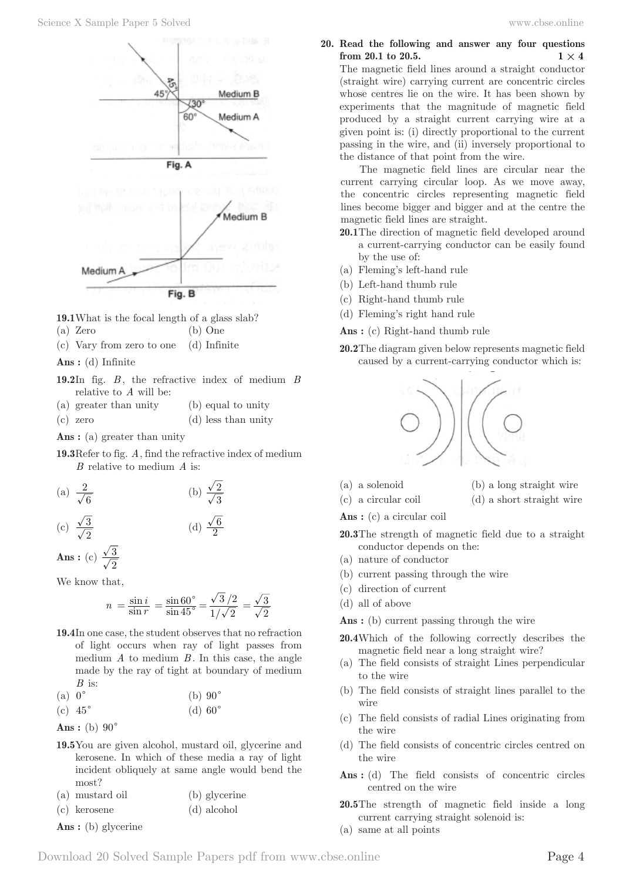Fig. A

Fig. B

**19.1** What is the focal length of a glass slab?

(a) Zero  (b) One

(c) Vary from zero to one  (d) Infinite

**Ans :** (d) Infinite

**19.2** In fig. $B$, the refractive index of medium $B$ relative to $A$ will be:

(a) greater than unity  (b) equal to unity

(c) zero  (d) less than unity

**Ans :** (a) greater than unity

**19.3** Refer to fig. $A$, find the refractive index of medium $B$ relative to medium $A$ is:

(a) $\frac{2}{\sqrt{6}}$  (b) $\frac{\sqrt{2}}{\sqrt{3}}$

(c) $\frac{\sqrt{3}}{\sqrt{2}}$  (d) $\frac{\sqrt{6}}{2}$

**Ans :** (c) $\frac{\sqrt{3}}{\sqrt{2}}$

We know that,

$$n = \frac{\sin i}{\sin r} = \frac{\sin 60^\circ}{\sin 45^\circ} = \frac{\sqrt{3}/2}{1/\sqrt{2}} = \frac{\sqrt{3}}{\sqrt{2}}$$

**19.4** In one case, the student observes that no refraction of light occurs when ray of light passes from medium $A$ to medium $B$. In this case, the angle made by the ray of tight at boundary of medium $B$ is:

(a) $0^\circ$  (b) $90^\circ$

(c) $45^\circ$  (d) $60^\circ$

**Ans :** (b) $90^\circ$

**19.5** You are given alcohol, mustard oil, glycerine and kerosene. In which of these media a ray of light incident obliquely at same angle would bend the most?

(a) mustard oil  (b) glycerine

(c) kerosene  (d) alcohol

**Ans :** (b) glycerine

**20. Read the following and answer any four questions from 20.1 to 20.5.** $1 \times 4$

The magnetic field lines around a straight conductor (straight wire) carrying current are concentric circles whose centres lie on the wire. It has been shown by experiments that the magnitude of magnetic field produced by a straight current carrying wire at a given point is: (i) directly proportional to the current passing in the wire, and (ii) inversely proportional to the distance of that point from the wire.

The magnetic field lines are circular near the current carrying circular loop. As we move away, the concentric circles representing magnetic field lines become bigger and bigger and at the centre the magnetic field lines are straight.

**20.1** The direction of magnetic field developed around a current-carrying conductor can be easily found by the use of:

(a) Fleming's left-hand rule

(b) Left-hand thumb rule

(c) Right-hand thumb rule

(d) Fleming's right hand rule

**Ans :** (c) Right-hand thumb rule

**20.2** The diagram given below represents magnetic field caused by a current-carrying conductor which is:

(a) a solenoid  (b) a long straight wire

(c) a circular coil  (d) a short straight wire

**Ans :** (c) a circular coil

**20.3** The strength of magnetic field due to a straight conductor depends on the:

(a) nature of conductor

(b) current passing through the wire

(c) direction of current

(d) all of above

**Ans :** (b) current passing through the wire

**20.4** Which of the following correctly describes the magnetic field near a long straight wire?

(a) The field consists of straight Lines perpendicular to the wire

(b) The field consists of straight lines parallel to the wire

(c) The field consists of radial Lines originating from the wire

(d) The field consists of concentric circles centred on the wire

**Ans :** (d) The field consists of concentric circles centred on the wire

**20.5** The strength of magnetic field inside a long current carrying straight solenoid is:

(a) same at all points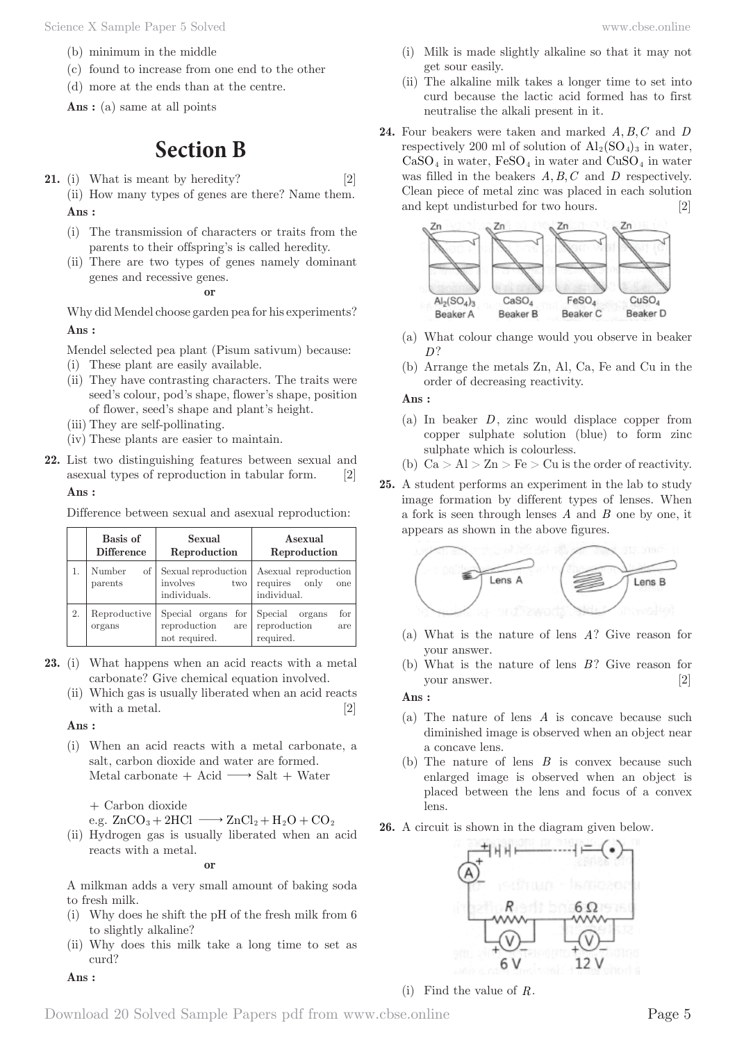(b) minimum in the middle

(c) found to increase from one end to the other

(d) more at the ends than at the centre.

**Ans :** (a) same at all points

## Section B

**21.** (i) What is meant by heredity? [2]

(ii) How many types of genes are there? Name them.

**Ans :**

(i) The transmission of characters or traits from the parents to their offspring's is called heredity.

(ii) There are two types of genes namely dominant genes and recessive genes.

**or**

Why did Mendel choose garden pea for his experiments?

**Ans :**

Mendel selected pea plant (Pisum sativum) because:

(i) These plant are easily available.

(ii) They have contrasting characters. The traits were seed's colour, pod's shape, flower's shape, position of flower, seed's shape and plant's height.

(iii) They are self-pollinating.

(iv) These plants are easier to maintain.

**22.** List two distinguishing features between sexual and asexual types of reproduction in tabular form. [2]

**Ans :**

Difference between sexual and asexual reproduction:

| | Basis of Difference | Sexual Reproduction | Asexual Reproduction |
|---|---|---|---|
| 1. | Number of parents | Sexual reproduction involves two individuals. | Asexual reproduction requires only one individual. |
| 2. | Reproductive organs | Special organs for reproduction are not required. | Special organs for reproduction are required. |

**23.** (i) What happens when an acid reacts with a metal carbonate? Give chemical equation involved.

(ii) Which gas is usually liberated when an acid reacts with a metal. [2]

**Ans :**

(i) When an acid reacts with a metal carbonate, a salt, carbon dioxide and water are formed.

Metal carbonate + Acid $\longrightarrow$ Salt + Water + Carbon dioxide

e.g. $ZnCO_3 + 2HCl \longrightarrow ZnCl_2 + H_2O + CO_2$

(ii) Hydrogen gas is usually liberated when an acid reacts with a metal.

**or**

A milkman adds a very small amount of baking soda to fresh milk.

(i) Why does he shift the pH of the fresh milk from 6 to slightly alkaline?

(ii) Why does this milk take a long time to set as curd?

**Ans :**

(i) Milk is made slightly alkaline so that it may not get sour easily.

(ii) The alkaline milk takes a longer time to set into curd because the lactic acid formed has to first neutralise the alkali present in it.

**24.** Four beakers were taken and marked $A, B, C$ and $D$ respectively 200 ml of solution of $Al_2(SO_4)_3$ in water, $CaSO_4$ in water, $FeSO_4$ in water and $CuSO_4$ in water was filled in the beakers $A, B, C$ and $D$ respectively. Clean piece of metal zinc was placed in each solution and kept undisturbed for two hours. [2]

(a) What colour change would you observe in beaker $D$?

(b) Arrange the metals Zn, Al, Ca, Fe and Cu in the order of decreasing reactivity.

**Ans :**

(a) In beaker $D$, zinc would displace copper from copper sulphate solution (blue) to form zinc sulphate which is colourless.

(b) Ca > Al > Zn > Fe > Cu is the order of reactivity.

**25.** A student performs an experiment in the lab to study image formation by different types of lenses. When a fork is seen through lenses $A$ and $B$ one by one, it appears as shown in the above figures.

(a) What is the nature of lens $A$? Give reason for your answer.

(b) What is the nature of lens $B$? Give reason for your answer. [2]

**Ans :**

(a) The nature of lens $A$ is concave because such diminished image is observed when an object near a concave lens.

(b) The nature of lens $B$ is convex because such enlarged image is observed when an object is placed between the lens and focus of a convex lens.

**26.** A circuit is shown in the diagram given below.

(i) Find the value of $R$.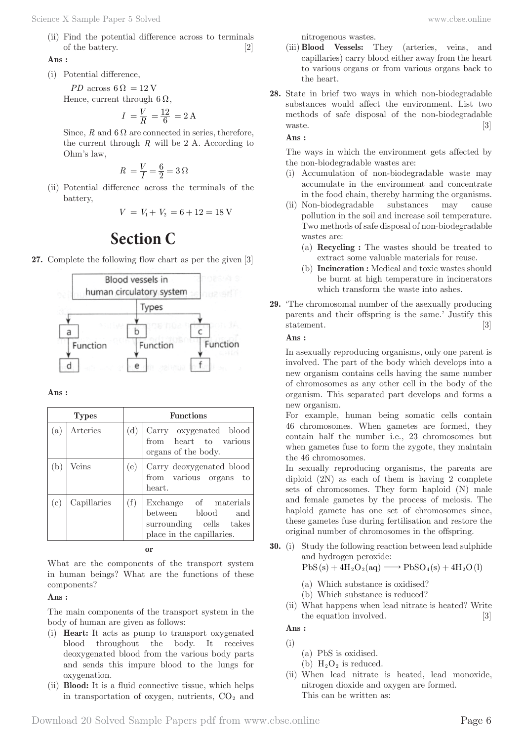(ii) Find the potential difference across to terminals of the battery. [2]

**Ans :**

(i) Potential difference,

$PD$ across $6\,\Omega = 12\,\text{V}$

Hence, current through $6\,\Omega$,

$$I = \frac{V}{R} = \frac{12}{6} = 2\,\text{A}$$

Since, $R$ and $6\,\Omega$ are connected in series, therefore, the current through $R$ will be 2 A. According to Ohm's law,

$$R = \frac{V}{I} = \frac{6}{2} = 3\,\Omega$$

(ii) Potential difference across the terminals of the battery,

$$V = V_1 + V_2 = 6 + 12 = 18\,\text{V}$$

# Section C

**27.** Complete the following flow chart as per the given [3]

Blood vessels in human circulatory system → Types → a, b, c; each → Function → d, e, f respectively.

**Ans :**

| Types | | Functions | |
|---|---|---|---|
| (a) | Arteries | (d) | Carry oxygenated blood from heart to various organs of the body. |
| (b) | Veins | (e) | Carry deoxygenated blood from various organs to heart. |
| (c) | Capillaries | (f) | Exchange of materials between blood and surrounding cells takes place in the capillaries. |

**or**

What are the components of the transport system in human beings? What are the functions of these components?

**Ans :**

The main components of the transport system in the body of human are given as follows:

(i) **Heart:** It acts as pump to transport oxygenated blood throughout the body. It receives deoxygenated blood from the various body parts and sends this impure blood to the lungs for oxygenation.

(ii) **Blood:** It is a fluid connective tissue, which helps in transportation of oxygen, nutrients, $CO_2$ and nitrogenous wastes.

(iii) **Blood Vessels:** They (arteries, veins, and capillaries) carry blood either away from the heart to various organs or from various organs back to the heart.

**28.** State in brief two ways in which non-biodegradable substances would affect the environment. List two methods of safe disposal of the non-biodegradable waste. [3]

**Ans :**

The ways in which the environment gets affected by the non-biodegradable wastes are:

(i) Accumulation of non-biodegradable waste may accumulate in the environment and concentrate in the food chain, thereby harming the organisms.

(ii) Non-biodegradable substances may cause pollution in the soil and increase soil temperature. Two methods of safe disposal of non-biodegradable wastes are:

(a) **Recycling :** The wastes should be treated to extract some valuable materials for reuse.

(b) **Incineration :** Medical and toxic wastes should be burnt at high temperature in incinerators which transform the waste into ashes.

**29.** 'The chromosomal number of the asexually producing parents and their offspring is the same.' Justify this statement. [3]

**Ans :**

In asexually reproducing organisms, only one parent is involved. The part of the body which develops into a new organism contains cells having the same number of chromosomes as any other cell in the body of the organism. This separated part develops and forms a new organism.

For example, human being somatic cells contain 46 chromosomes. When gametes are formed, they contain half the number i.e., 23 chromosomes but when gametes fuse to form the zygote, they maintain the 46 chromosomes.

In sexually reproducing organisms, the parents are diploid (2N) as each of them is having 2 complete sets of chromosomes. They form haploid (N) male and female gametes by the process of meiosis. The haploid gamete has one set of chromosomes since, these gametes fuse during fertilisation and restore the original number of chromosomes in the offspring.

**30.** (i) Study the following reaction between lead sulphide and hydrogen peroxide:

$PbS(s) + 4H_2O_2(aq) \longrightarrow PbSO_4(s) + 4H_2O(l)$

(a) Which substance is oxidised?

(b) Which substance is reduced?

(ii) What happens when lead nitrate is heated? Write the equation involved. [3]

**Ans :**

(i)

(a) PbS is oxidised.

(b) $H_2O_2$ is reduced.

(ii) When lead nitrate is heated, lead monoxide, nitrogen dioxide and oxygen are formed.

This can be written as: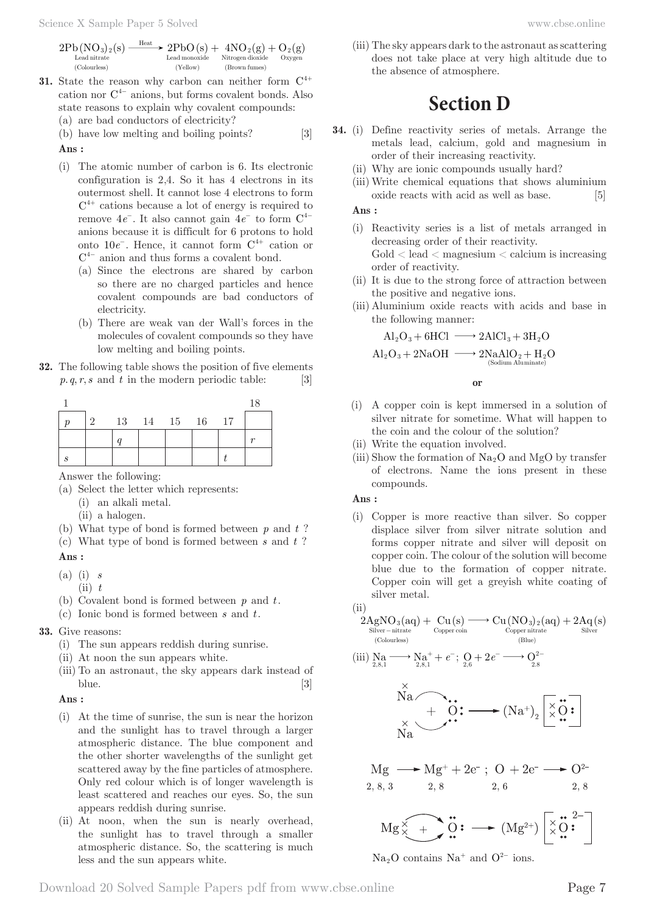$$2Pb(NO_3)_2(s) \xrightarrow{\text{Heat}} \underset{\substack{\text{Lead monoxide} \\ \text{(Yellow)}}}{2PbO(s)} + \underset{\substack{\text{Nitrogen dioxide} \\ \text{(Brown fumes)}}}{4NO_2(g)} + \underset{\text{Oxygen}}{O_2(g)}$$

Lead nitrate (Colourless)

**31.** State the reason why carbon can neither form $C^{4+}$ cation nor $C^{4-}$ anions, but forms covalent bonds. Also state reasons to explain why covalent compounds:

(a) are bad conductors of electricity?

(b) have low melting and boiling points? [3]

**Ans :**

(i) The atomic number of carbon is 6. Its electronic configuration is 2,4. So it has 4 electrons in its outermost shell. It cannot lose 4 electrons to form $C^{4+}$ cations because a lot of energy is required to remove $4e^-$. It also cannot gain $4e^-$ to form $C^{4-}$ anions because it is difficult for 6 protons to hold onto $10e^-$. Hence, it cannot form $C^{4+}$ cation or $C^{4-}$ anion and thus forms a covalent bond.

(a) Since the electrons are shared by carbon so there are no charged particles and hence covalent compounds are bad conductors of electricity.

(b) There are weak van der Wall's forces in the molecules of covalent compounds so they have low melting and boiling points.

**32.** The following table shows the position of five elements $p, q, r, s$ and $t$ in the modern periodic table: [3]

| 1 | | | | | | | 18 |
|---|---|---|---|---|---|---|---|
| $p$ | 2 | 13 | 14 | 15 | 16 | 17 | |
| | | $q$ | | | | | $r$ |
| $s$ | | | | | | $t$ | |

Answer the following:

(a) Select the letter which represents:

(i) an alkali metal.

(ii) a halogen.

(b) What type of bond is formed between $p$ and $t$ ?

(c) What type of bond is formed between $s$ and $t$ ?

**Ans :**

(a) (i) $s$

(ii) $t$

(b) Covalent bond is formed between $p$ and $t$.

(c) Ionic bond is formed between $s$ and $t$.

**33.** Give reasons:

(i) The sun appears reddish during sunrise.

(ii) At noon the sun appears white.

(iii) To an astronaut, the sky appears dark instead of blue. [3]

**Ans :**

(i) At the time of sunrise, the sun is near the horizon and the sunlight has to travel through a larger atmospheric distance. The blue component and the other shorter wavelengths of the sunlight get scattered away by the fine particles of atmosphere. Only red colour which is of longer wavelength is least scattered and reaches our eyes. So, the sun appears reddish during sunrise.

(ii) At noon, when the sun is nearly overhead, the sunlight has to travel through a smaller atmospheric distance. So, the scattering is much less and the sun appears white.

(iii) The sky appears dark to the astronaut as scattering does not take place at very high altitude due to the absence of atmosphere.

# Section D

**34.** (i) Define reactivity series of metals. Arrange the metals lead, calcium, gold and magnesium in order of their increasing reactivity.

(ii) Why are ionic compounds usually hard?

(iii) Write chemical equations that shows aluminium oxide reacts with acid as well as base. [5]

**Ans :**

(i) Reactivity series is a list of metals arranged in decreasing order of their reactivity.
Gold < lead < magnesium < calcium is increasing order of reactivity.

(ii) It is due to the strong force of attraction between the positive and negative ions.

(iii) Aluminium oxide reacts with acids and base in the following manner:

$$Al_2O_3 + 6HCl \longrightarrow 2AlCl_3 + 3H_2O$$

$$Al_2O_3 + 2NaOH \longrightarrow \underset{\text{(Sodium Aluminate)}}{2NaAlO_2} + H_2O$$

**or**

(i) A copper coin is kept immersed in a solution of silver nitrate for sometime. What will happen to the coin and the colour of the solution?

(ii) Write the equation involved.

(iii) Show the formation of $Na_2O$ and $MgO$ by transfer of electrons. Name the ions present in these compounds.

**Ans :**

(i) Copper is more reactive than silver. So copper displace silver from silver nitrate solution and forms copper nitrate and silver will deposit on copper coin. The colour of the solution will become blue due to the formation of copper nitrate. Copper coin will get a greyish white coating of silver metal.

(ii)

$$\underset{\substack{\text{Silver – nitrate} \\ \text{(Colourless)}}}{2AgNO_3(aq)} + \underset{\text{Copper coin}}{Cu(s)} \longrightarrow \underset{\substack{\text{Copper nitrate} \\ \text{(Blue)}}}{Cu(NO_3)_2(aq)} + \underset{\text{Silver}}{2Aq(s)}$$

(iii) $\underset{2,8,1}{Na} \longrightarrow \underset{2,8,1}{Na^+} + e^-$; $\underset{2,6}{O} + 2e^- \longrightarrow \underset{2,8}{O^{2-}}$

$$Na^{\times} + Na^{\times} + \ddot{O} \longrightarrow (Na^+)_2 \left[ {}^{\times}_{\times}\ddot{O} \right]$$

$$\underset{2,8,3}{Mg} \longrightarrow \underset{2,8}{Mg^+} + 2e^- \; ; \; \underset{2,6}{O} + 2e^- \longrightarrow \underset{2,8}{O^{2-}}$$

$$Mg^{\times}_{\times} + \ddot{O} \longrightarrow (Mg^{2+}) \left[ {}^{\times}_{\times}\ddot{O} \right]^{2-}$$

$Na_2O$ contains $Na^+$ and $O^{2-}$ ions.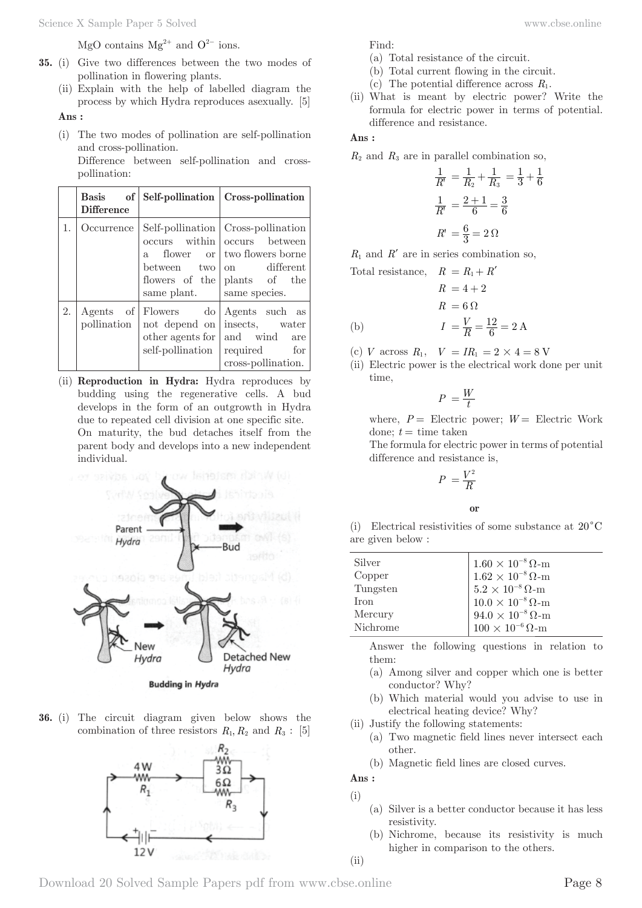MgO contains $Mg^{2+}$ and $O^{2-}$ ions.

**35.** (i) Give two differences between the two modes of pollination in flowering plants.

(ii) Explain with the help of labelled diagram the process by which Hydra reproduces asexually. [5]

**Ans :**

(i) The two modes of pollination are self-pollination and cross-pollination.

Difference between self-pollination and cross-pollination:

| | Basis of Difference | Self-pollination | Cross-pollination |
|---|---|---|---|
| 1. | Occurrence | Self-pollination occurs within a flower or between two flowers of the same plant. | Cross-pollination occurs between two flowers borne on different plants of the same species. |
| 2. | Agents of pollination | Flowers do not depend on other agents for self-pollination | Agents such as insects, water and wind are required for cross-pollination. |

(ii) **Reproduction in Hydra:** Hydra reproduces by budding using the regenerative cells. A bud develops in the form of an outgrowth in Hydra due to repeated cell division at one specific site. On maturity, the bud detaches itself from the parent body and develops into a new independent individual.

Budding in *Hydra*

**36.** (i) The circuit diagram given below shows the combination of three resistors $R_1, R_2$ and $R_3$ : [5]

Find:

(a) Total resistance of the circuit.

(b) Total current flowing in the circuit.

(c) The potential difference across $R_1$.

(ii) What is meant by electric power? Write the formula for electric power in terms of potential. difference and resistance.

**Ans :**

$R_2$ and $R_3$ are in parallel combination so,

$$\frac{1}{R'} = \frac{1}{R_2} + \frac{1}{R_3} = \frac{1}{3} + \frac{1}{6}$$

$$\frac{1}{R'} = \frac{2+1}{6} = \frac{3}{6}$$

$$R' = \frac{6}{3} = 2\,\Omega$$

$R_1$ and $R'$ are in series combination so,

Total resistance, $R = R_1 + R'$

$$R = 4 + 2$$

$$R = 6\,\Omega$$

(b) $$I = \frac{V}{R} = \frac{12}{6} = 2\text{ A}$$

(c) $V$ across $R_1$, $V = IR_1 = 2 \times 4 = 8\text{ V}$

(ii) Electric power is the electrical work done per unit time,

$$P = \frac{W}{t}$$

where, $P =$ Electric power; $W =$ Electric Work done; $t =$ time taken

The formula for electric power in terms of potential difference and resistance is,

$$P = \frac{V^2}{R}$$

**or**

(i) Electrical resistivities of some substance at 20°C are given below :

| | |
|---|---|
| Silver | $1.60 \times 10^{-8}\,\Omega$-m |
| Copper | $1.62 \times 10^{-8}\,\Omega$-m |
| Tungsten | $5.2 \times 10^{-8}\,\Omega$-m |
| Iron | $10.0 \times 10^{-8}\,\Omega$-m |
| Mercury | $94.0 \times 10^{-8}\,\Omega$-m |
| Nichrome | $100 \times 10^{-6}\,\Omega$-m |

Answer the following questions in relation to them:

(a) Among silver and copper which one is better conductor? Why?

(b) Which material would you advise to use in electrical heating device? Why?

(ii) Justify the following statements:

(a) Two magnetic field lines never intersect each other.

(b) Magnetic field lines are closed curves.

**Ans :**

(i)

(a) Silver is a better conductor because it has less resistivity.

(b) Nichrome, because its resistivity is much higher in comparison to the others.

(ii)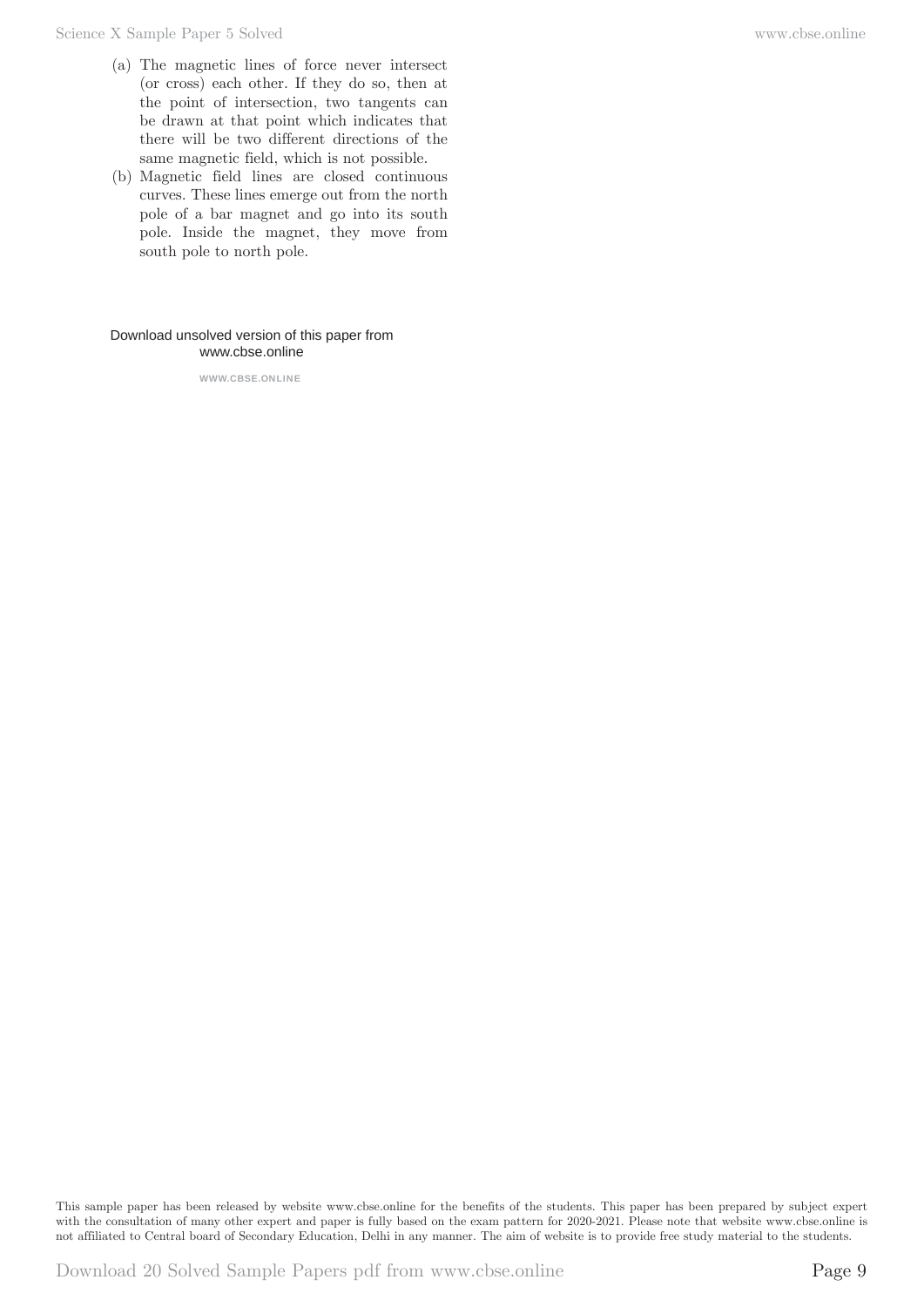(a) The magnetic lines of force never intersect (or cross) each other. If they do so, then at the point of intersection, two tangents can be drawn at that point which indicates that there will be two different directions of the same magnetic field, which is not possible.

(b) Magnetic field lines are closed continuous curves. These lines emerge out from the north pole of a bar magnet and go into its south pole. Inside the magnet, they move from south pole to north pole.

Download unsolved version of this paper from www.cbse.online

WWW.CBSE.ONLINE

This sample paper has been released by website www.cbse.online for the benefits of the students. This paper has been prepared by subject expert with the consultation of many other expert and paper is fully based on the exam pattern for 2020-2021. Please note that website www.cbse.online is not affiliated to Central board of Secondary Education, Delhi in any manner. The aim of website is to provide free study material to the students.